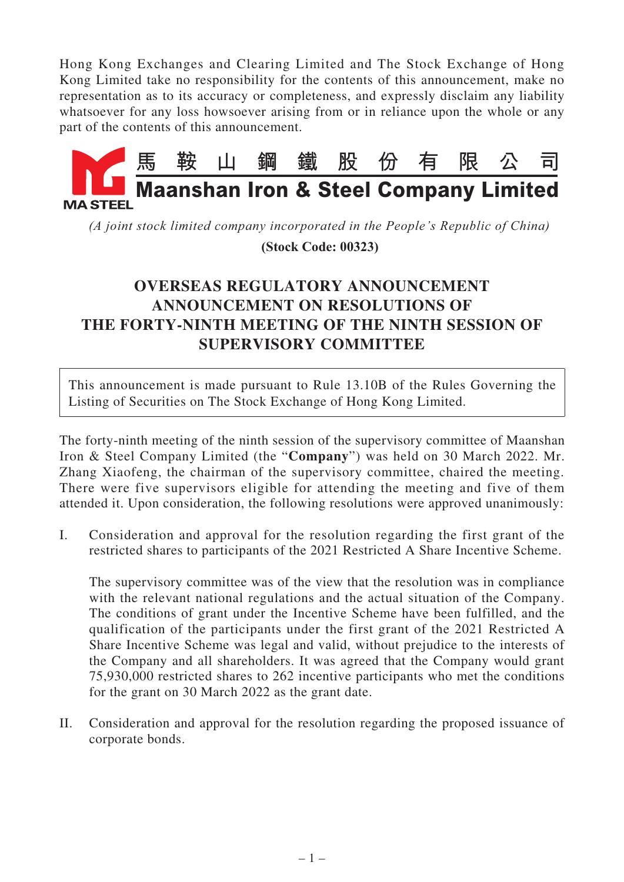Hong Kong Exchanges and Clearing Limited and The Stock Exchange of Hong Kong Limited take no responsibility for the contents of this announcement, make no representation as to its accuracy or completeness, and expressly disclaim any liability whatsoever for any loss howsoever arising from or in reliance upon the whole or any part of the contents of this announcement.

**馬鞍山鋼鐵股份有限公司**

**Maanshan Iron & Steel Company Limited**

MA STEEL

*(A joint stock limited company incorporated in the People's Republic of China)*

**(Stock Code: 00323)**

# OVERSEAS REGULATORY ANNOUNCEMENT ANNOUNCEMENT ON RESOLUTIONS OF THE FORTY-NINTH MEETING OF THE NINTH SESSION OF SUPERVISORY COMMITTEE

This announcement is made pursuant to Rule 13.10B of the Rules Governing the Listing of Securities on The Stock Exchange of Hong Kong Limited.

The forty-ninth meeting of the ninth session of the supervisory committee of Maanshan Iron & Steel Company Limited (the "**Company**") was held on 30 March 2022. Mr. Zhang Xiaofeng, the chairman of the supervisory committee, chaired the meeting. There were five supervisors eligible for attending the meeting and five of them attended it. Upon consideration, the following resolutions were approved unanimously:

I. Consideration and approval for the resolution regarding the first grant of the restricted shares to participants of the 2021 Restricted A Share Incentive Scheme.

   The supervisory committee was of the view that the resolution was in compliance with the relevant national regulations and the actual situation of the Company. The conditions of grant under the Incentive Scheme have been fulfilled, and the qualification of the participants under the first grant of the 2021 Restricted A Share Incentive Scheme was legal and valid, without prejudice to the interests of the Company and all shareholders. It was agreed that the Company would grant 75,930,000 restricted shares to 262 incentive participants who met the conditions for the grant on 30 March 2022 as the grant date.

II. Consideration and approval for the resolution regarding the proposed issuance of corporate bonds.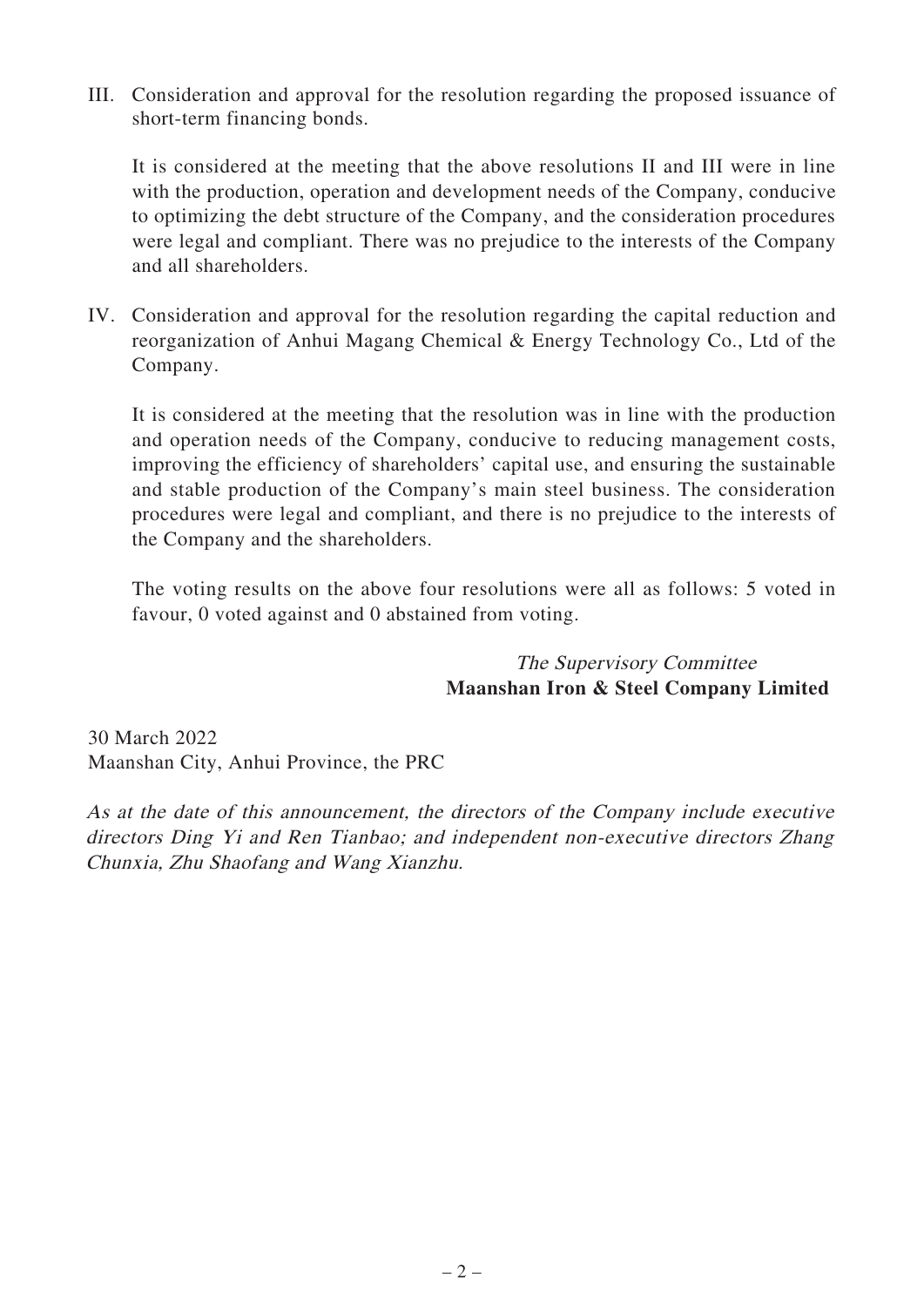III. Consideration and approval for the resolution regarding the proposed issuance of short-term financing bonds.

It is considered at the meeting that the above resolutions II and III were in line with the production, operation and development needs of the Company, conducive to optimizing the debt structure of the Company, and the consideration procedures were legal and compliant. There was no prejudice to the interests of the Company and all shareholders.

IV. Consideration and approval for the resolution regarding the capital reduction and reorganization of Anhui Magang Chemical & Energy Technology Co., Ltd of the Company.

It is considered at the meeting that the resolution was in line with the production and operation needs of the Company, conducive to reducing management costs, improving the efficiency of shareholders' capital use, and ensuring the sustainable and stable production of the Company's main steel business. The consideration procedures were legal and compliant, and there is no prejudice to the interests of the Company and the shareholders.

The voting results on the above four resolutions were all as follows: 5 voted in favour, 0 voted against and 0 abstained from voting.

*The Supervisory Committee*
**Maanshan Iron & Steel Company Limited**

30 March 2022
Maanshan City, Anhui Province, the PRC

*As at the date of this announcement, the directors of the Company include executive directors Ding Yi and Ren Tianbao; and independent non-executive directors Zhang Chunxia, Zhu Shaofang and Wang Xianzhu.*